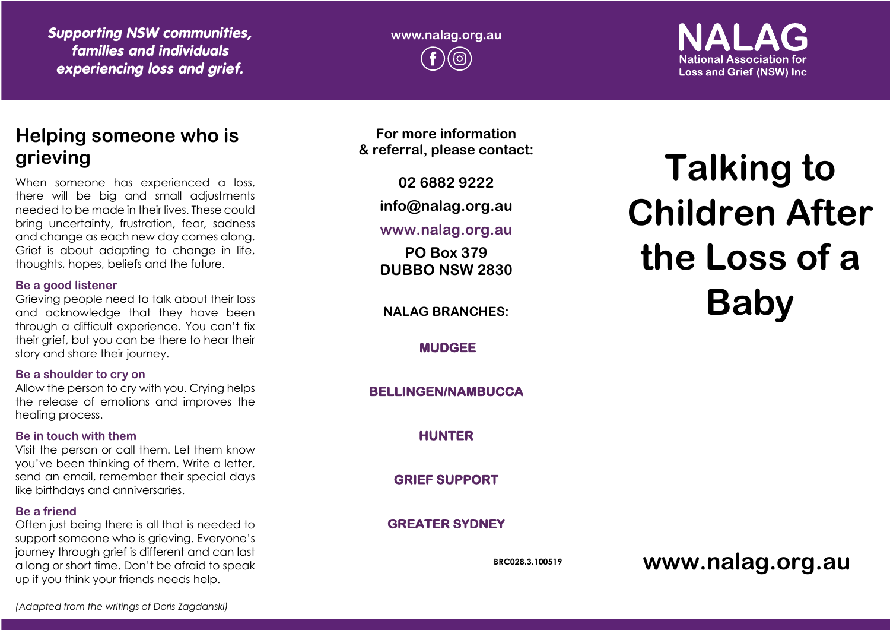*Supporting NSW communities, families and individuals experiencing loss and grief.*

www.nalag.org.au

**NALAG**
National Association for Loss and Grief (NSW) Inc

## Helping someone who is grieving

When someone has experienced a loss, there will be big and small adjustments needed to be made in their lives. These could bring uncertainty, frustration, fear, sadness and change as each new day comes along. Grief is about adapting to change in life, thoughts, hopes, beliefs and the future.

### Be a good listener

Grieving people need to talk about their loss and acknowledge that they have been through a difficult experience. You can't fix their grief, but you can be there to hear their story and share their journey.

### Be a shoulder to cry on

Allow the person to cry with you. Crying helps the release of emotions and improves the healing process.

### Be in touch with them

Visit the person or call them. Let them know you've been thinking of them. Write a letter, send an email, remember their special days like birthdays and anniversaries.

### Be a friend

Often just being there is all that is needed to support someone who is grieving. Everyone's journey through grief is different and can last a long or short time. Don't be afraid to speak up if you think your friends needs help.

*(Adapted from the writings of Doris Zagdanski)*

**For more information & referral, please contact:**

**02 6882 9222**

**info@nalag.org.au**

**www.nalag.org.au**

**PO Box 379**
**DUBBO NSW 2830**

**NALAG BRANCHES:**

**MUDGEE**

**BELLINGEN/NAMBUCCA**

**HUNTER**

**GRIEF SUPPORT**

**GREATER SYDNEY**

BRC028.3.100519

# Talking to Children After the Loss of a Baby

**www.nalag.org.au**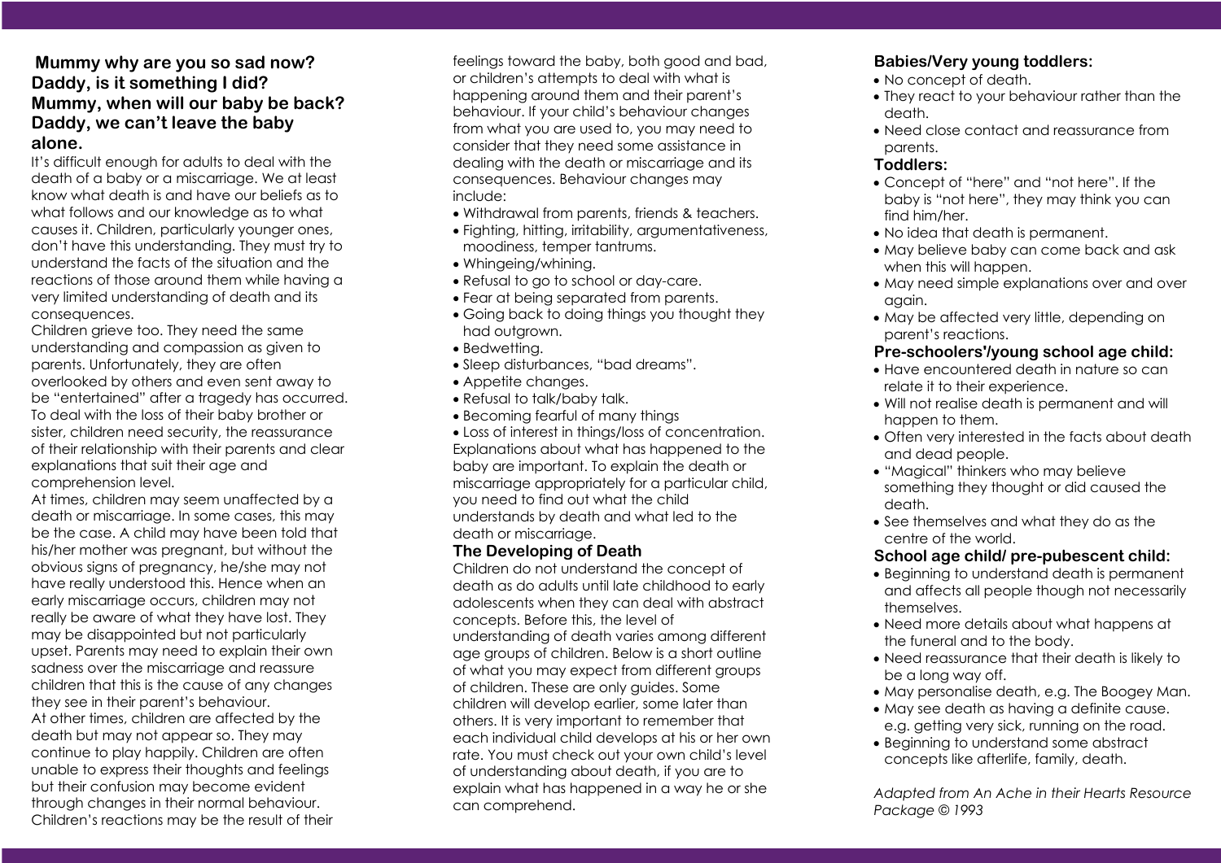**Mummy why are you so sad now?**
**Daddy, is it something I did?**
**Mummy, when will our baby be back?**
**Daddy, we can't leave the baby alone.**

It's difficult enough for adults to deal with the death of a baby or a miscarriage. We at least know what death is and have our beliefs as to what follows and our knowledge as to what causes it. Children, particularly younger ones, don't have this understanding. They must try to understand the facts of the situation and the reactions of those around them while having a very limited understanding of death and its consequences.

Children grieve too. They need the same understanding and compassion as given to parents. Unfortunately, they are often overlooked by others and even sent away to be "entertained" after a tragedy has occurred. To deal with the loss of their baby brother or sister, children need security, the reassurance of their relationship with their parents and clear explanations that suit their age and comprehension level.

At times, children may seem unaffected by a death or miscarriage. In some cases, this may be the case. A child may have been told that his/her mother was pregnant, but without the obvious signs of pregnancy, he/she may not have really understood this. Hence when an early miscarriage occurs, children may not really be aware of what they have lost. They may be disappointed but not particularly upset. Parents may need to explain their own sadness over the miscarriage and reassure children that this is the cause of any changes they see in their parent's behaviour.

At other times, children are affected by the death but may not appear so. They may continue to play happily. Children are often unable to express their thoughts and feelings but their confusion may become evident through changes in their normal behaviour. Children's reactions may be the result of their feelings toward the baby, both good and bad, or children's attempts to deal with what is happening around them and their parent's behaviour. If your child's behaviour changes from what you are used to, you may need to consider that they need some assistance in dealing with the death or miscarriage and its consequences. Behaviour changes may include:

- Withdrawal from parents, friends & teachers.
- Fighting, hitting, irritability, argumentativeness, moodiness, temper tantrums.
- Whingeing/whining.
- Refusal to go to school or day-care.
- Fear at being separated from parents.
- Going back to doing things you thought they had outgrown.
- Bedwetting.
- Sleep disturbances, "bad dreams".
- Appetite changes.
- Refusal to talk/baby talk.
- Becoming fearful of many things
- Loss of interest in things/loss of concentration.

Explanations about what has happened to the baby are important. To explain the death or miscarriage appropriately for a particular child, you need to find out what the child understands by death and what led to the death or miscarriage.

## The Developing of Death

Children do not understand the concept of death as do adults until late childhood to early adolescents when they can deal with abstract concepts. Before this, the level of understanding of death varies among different age groups of children. Below is a short outline of what you may expect from different groups of children. These are only guides. Some children will develop earlier, some later than others. It is very important to remember that each individual child develops at his or her own rate. You must check out your own child's level of understanding about death, if you are to explain what has happened in a way he or she can comprehend.

### Babies/Very young toddlers:

- No concept of death.
- They react to your behaviour rather than the death.
- Need close contact and reassurance from parents.

### Toddlers:

- Concept of "here" and "not here". If the baby is "not here", they may think you can find him/her.
- No idea that death is permanent.
- May believe baby can come back and ask when this will happen.
- May need simple explanations over and over again.
- May be affected very little, depending on parent's reactions.

### Pre-schoolers'/young school age child:

- Have encountered death in nature so can relate it to their experience.
- Will not realise death is permanent and will happen to them.
- Often very interested in the facts about death and dead people.
- "Magical" thinkers who may believe something they thought or did caused the death.
- See themselves and what they do as the centre of the world.

### School age child/ pre-pubescent child:

- Beginning to understand death is permanent and affects all people though not necessarily themselves.
- Need more details about what happens at the funeral and to the body.
- Need reassurance that their death is likely to be a long way off.
- May personalise death, e.g. The Boogey Man.
- May see death as having a definite cause. e.g. getting very sick, running on the road.
- Beginning to understand some abstract concepts like afterlife, family, death.

*Adapted from An Ache in their Hearts Resource Package © 1993*